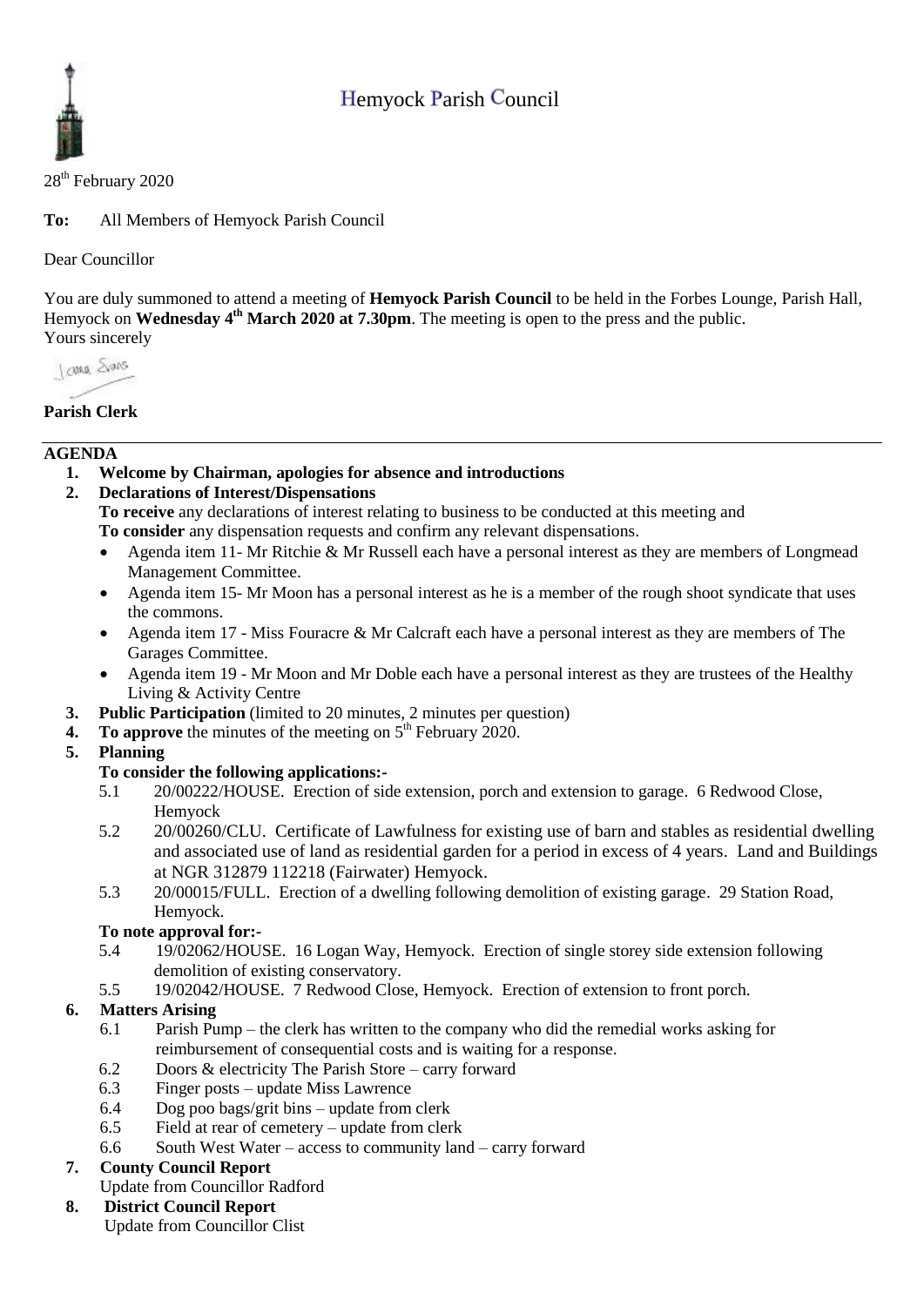# Hemyock Parish Council

28th February 2020

**To:** All Members of Hemyock Parish Council

Dear Councillor

You are duly summoned to attend a meeting of **Hemyock Parish Council** to be held in the Forbes Lounge, Parish Hall, Hemyock on **Wednesday 4th March 2020 at 7.30pm**. The meeting is open to the press and the public.

Yours sincerely

**Parish Clerk**

## AGENDA

1. **Welcome by Chairman, apologies for absence and introductions**
2. **Declarations of Interest/Dispensations**
   **To receive** any declarations of interest relating to business to be conducted at this meeting and
   **To consider** any dispensation requests and confirm any relevant dispensations.
   - Agenda item 11- Mr Ritchie & Mr Russell each have a personal interest as they are members of Longmead Management Committee.
   - Agenda item 15- Mr Moon has a personal interest as he is a member of the rough shoot syndicate that uses the commons.
   - Agenda item 17 - Miss Fouracre & Mr Calcraft each have a personal interest as they are members of The Garages Committee.
   - Agenda item 19 - Mr Moon and Mr Doble each have a personal interest as they are trustees of the Healthy Living & Activity Centre
3. **Public Participation** (limited to 20 minutes, 2 minutes per question)
4. **To approve** the minutes of the meeting on 5th February 2020.
5. **Planning**

   **To consider the following applications:-**

   5.1 20/00222/HOUSE. Erection of side extension, porch and extension to garage. 6 Redwood Close, Hemyock

   5.2 20/00260/CLU. Certificate of Lawfulness for existing use of barn and stables as residential dwelling and associated use of land as residential garden for a period in excess of 4 years. Land and Buildings at NGR 312879 112218 (Fairwater) Hemyock.

   5.3 20/00015/FULL. Erection of a dwelling following demolition of existing garage. 29 Station Road, Hemyock.

   **To note approval for:-**

   5.4 19/02062/HOUSE. 16 Logan Way, Hemyock. Erection of single storey side extension following demolition of existing conservatory.

   5.5 19/02042/HOUSE. 7 Redwood Close, Hemyock. Erection of extension to front porch.

6. **Matters Arising**

   6.1 Parish Pump – the clerk has written to the company who did the remedial works asking for reimbursement of consequential costs and is waiting for a response.

   6.2 Doors & electricity The Parish Store – carry forward

   6.3 Finger posts – update Miss Lawrence

   6.4 Dog poo bags/grit bins – update from clerk

   6.5 Field at rear of cemetery – update from clerk

   6.6 South West Water – access to community land – carry forward

7. **County Council Report**
   Update from Councillor Radford
8. **District Council Report**
   Update from Councillor Clist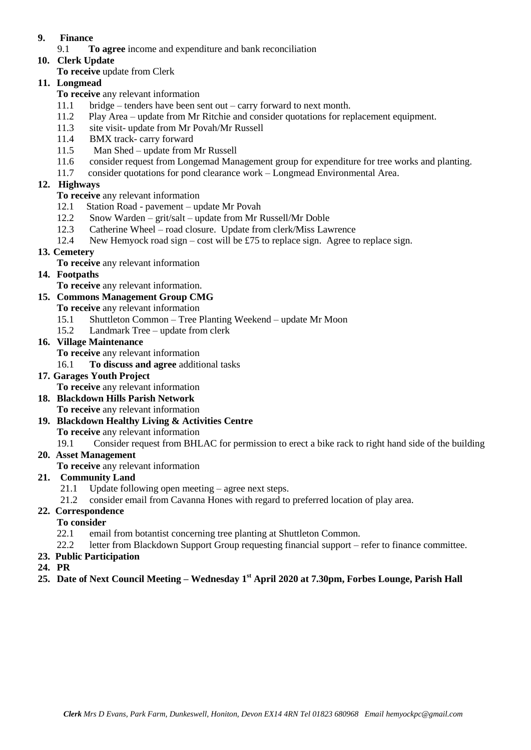**9. Finance**

9.1 **To agree** income and expenditure and bank reconciliation

**10. Clerk Update**

**To receive** update from Clerk

**11. Longmead**

**To receive** any relevant information

11.1 bridge – tenders have been sent out – carry forward to next month.
11.2 Play Area – update from Mr Ritchie and consider quotations for replacement equipment.
11.3 site visit- update from Mr Povah/Mr Russell
11.4 BMX track- carry forward
11.5 Man Shed – update from Mr Russell
11.6 consider request from Longemad Management group for expenditure for tree works and planting.
11.7 consider quotations for pond clearance work – Longmead Environmental Area.

**12. Highways**

**To receive** any relevant information

12.1 Station Road - pavement – update Mr Povah
12.2 Snow Warden – grit/salt – update from Mr Russell/Mr Doble
12.3 Catherine Wheel – road closure. Update from clerk/Miss Lawrence
12.4 New Hemyock road sign – cost will be £75 to replace sign. Agree to replace sign.

**13. Cemetery**

**To receive** any relevant information

**14. Footpaths**

**To receive** any relevant information.

**15. Commons Management Group CMG**

**To receive** any relevant information

15.1 Shuttleton Common – Tree Planting Weekend – update Mr Moon
15.2 Landmark Tree – update from clerk

**16. Village Maintenance**

**To receive** any relevant information

16.1 **To discuss and agree** additional tasks

**17. Garages Youth Project**

**To receive** any relevant information

**18. Blackdown Hills Parish Network**

**To receive** any relevant information

**19. Blackdown Healthy Living & Activities Centre**

**To receive** any relevant information

19.1 Consider request from BHLAC for permission to erect a bike rack to right hand side of the building

**20. Asset Management**

**To receive** any relevant information

**21. Community Land**

21.1 Update following open meeting – agree next steps.
21.2 consider email from Cavanna Hones with regard to preferred location of play area.

**22. Correspondence**

**To consider**

22.1 email from botantist concerning tree planting at Shuttleton Common.
22.2 letter from Blackdown Support Group requesting financial support – refer to finance committee.

**23. Public Participation**

**24. PR**

**25. Date of Next Council Meeting – Wednesday 1st April 2020 at 7.30pm, Forbes Lounge, Parish Hall**

*Clerk Mrs D Evans, Park Farm, Dunkeswell, Honiton, Devon EX14 4RN Tel 01823 680968 Email hemyockpc@gmail.com*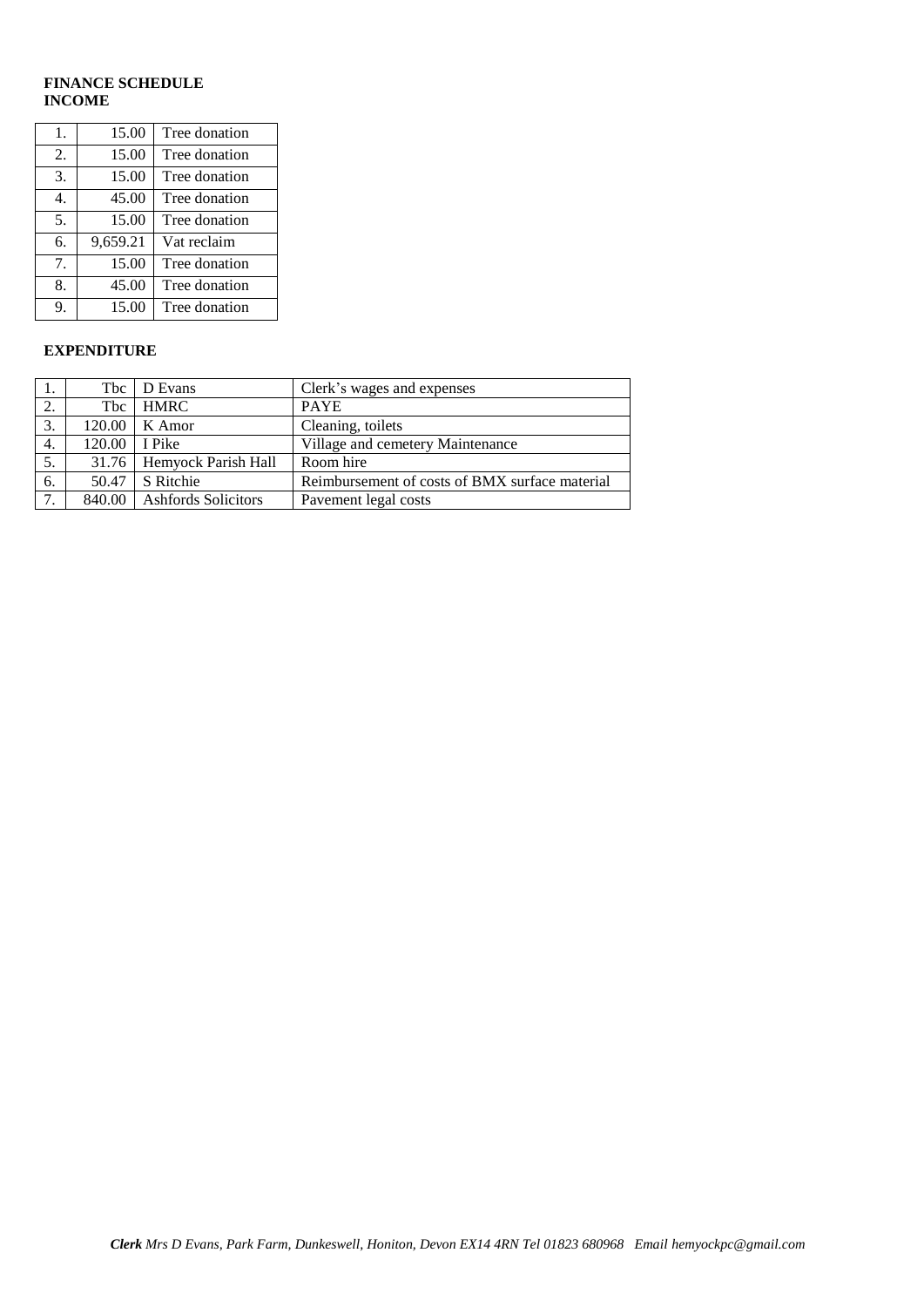**FINANCE SCHEDULE**
**INCOME**

| | | |
|---|---|---|
| 1. | 15.00 | Tree donation |
| 2. | 15.00 | Tree donation |
| 3. | 15.00 | Tree donation |
| 4. | 45.00 | Tree donation |
| 5. | 15.00 | Tree donation |
| 6. | 9,659.21 | Vat reclaim |
| 7. | 15.00 | Tree donation |
| 8. | 45.00 | Tree donation |
| 9. | 15.00 | Tree donation |

**EXPENDITURE**

| | | | |
|---|---|---|---|
| 1. | Tbc | D Evans | Clerk's wages and expenses |
| 2. | Tbc | HMRC | PAYE |
| 3. | 120.00 | K Amor | Cleaning, toilets |
| 4. | 120.00 | I Pike | Village and cemetery Maintenance |
| 5. | 31.76 | Hemyock Parish Hall | Room hire |
| 6. | 50.47 | S Ritchie | Reimbursement of costs of BMX surface material |
| 7. | 840.00 | Ashfords Solicitors | Pavement legal costs |